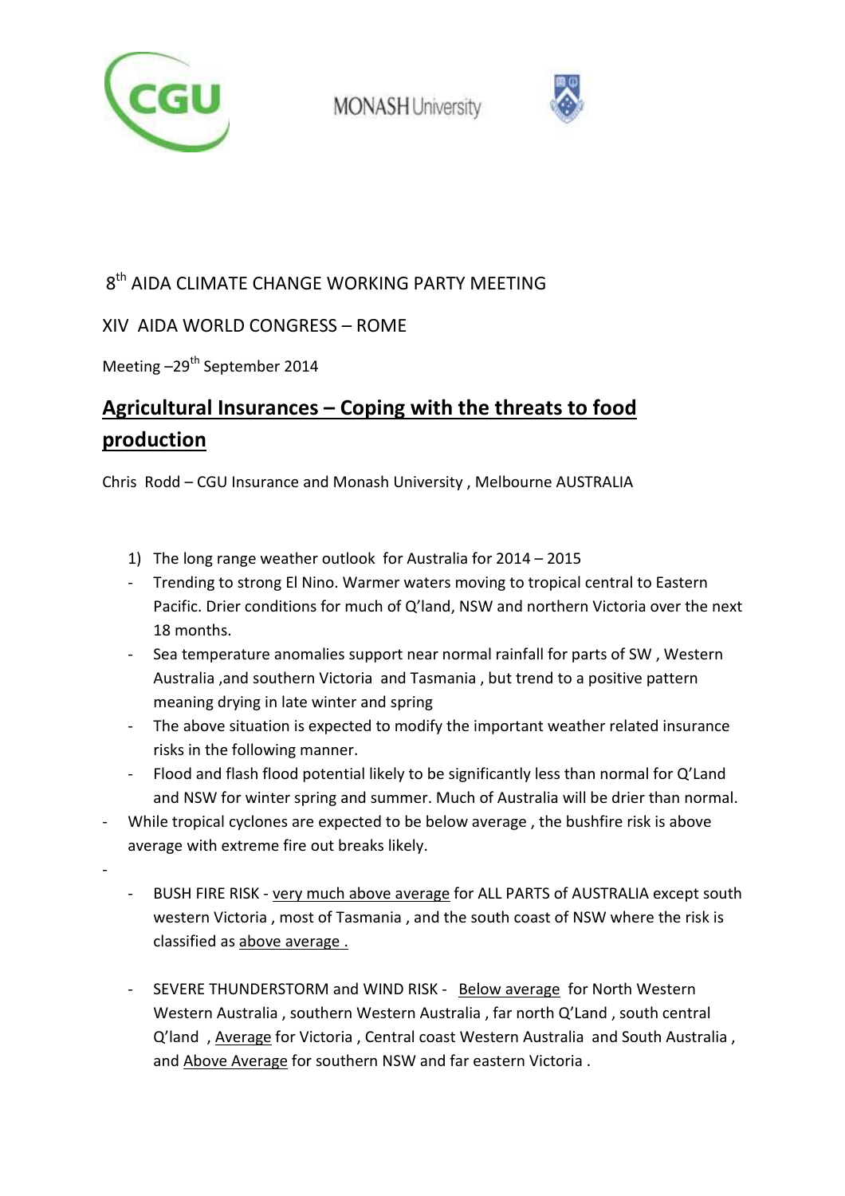8th AIDA CLIMATE CHANGE WORKING PARTY MEETING

XIV AIDA WORLD CONGRESS – ROME

Meeting –29th September 2014

# Agricultural Insurances – Coping with the threats to food production

Chris Rodd – CGU Insurance and Monash University , Melbourne AUSTRALIA

1) The long range weather outlook for Australia for 2014 – 2015

- Trending to strong El Nino. Warmer waters moving to tropical central to Eastern Pacific. Drier conditions for much of Q'land, NSW and northern Victoria over the next 18 months.
- Sea temperature anomalies support near normal rainfall for parts of SW , Western Australia ,and southern Victoria and Tasmania , but trend to a positive pattern meaning drying in late winter and spring
- The above situation is expected to modify the important weather related insurance risks in the following manner.
- Flood and flash flood potential likely to be significantly less than normal for Q'Land and NSW for winter spring and summer. Much of Australia will be drier than normal.

- While tropical cyclones are expected to be below average , the bushfire risk is above average with extreme fire out breaks likely.
-
  - BUSH FIRE RISK - <u>very much above average</u> for ALL PARTS of AUSTRALIA except south western Victoria , most of Tasmania , and the south coast of NSW where the risk is classified as <u>above average .</u>

  - SEVERE THUNDERSTORM and WIND RISK - <u>Below average</u> for North Western Western Australia , southern Western Australia , far north Q'Land , south central Q'land , <u>Average</u> for Victoria , Central coast Western Australia and South Australia , and <u>Above Average</u> for southern NSW and far eastern Victoria .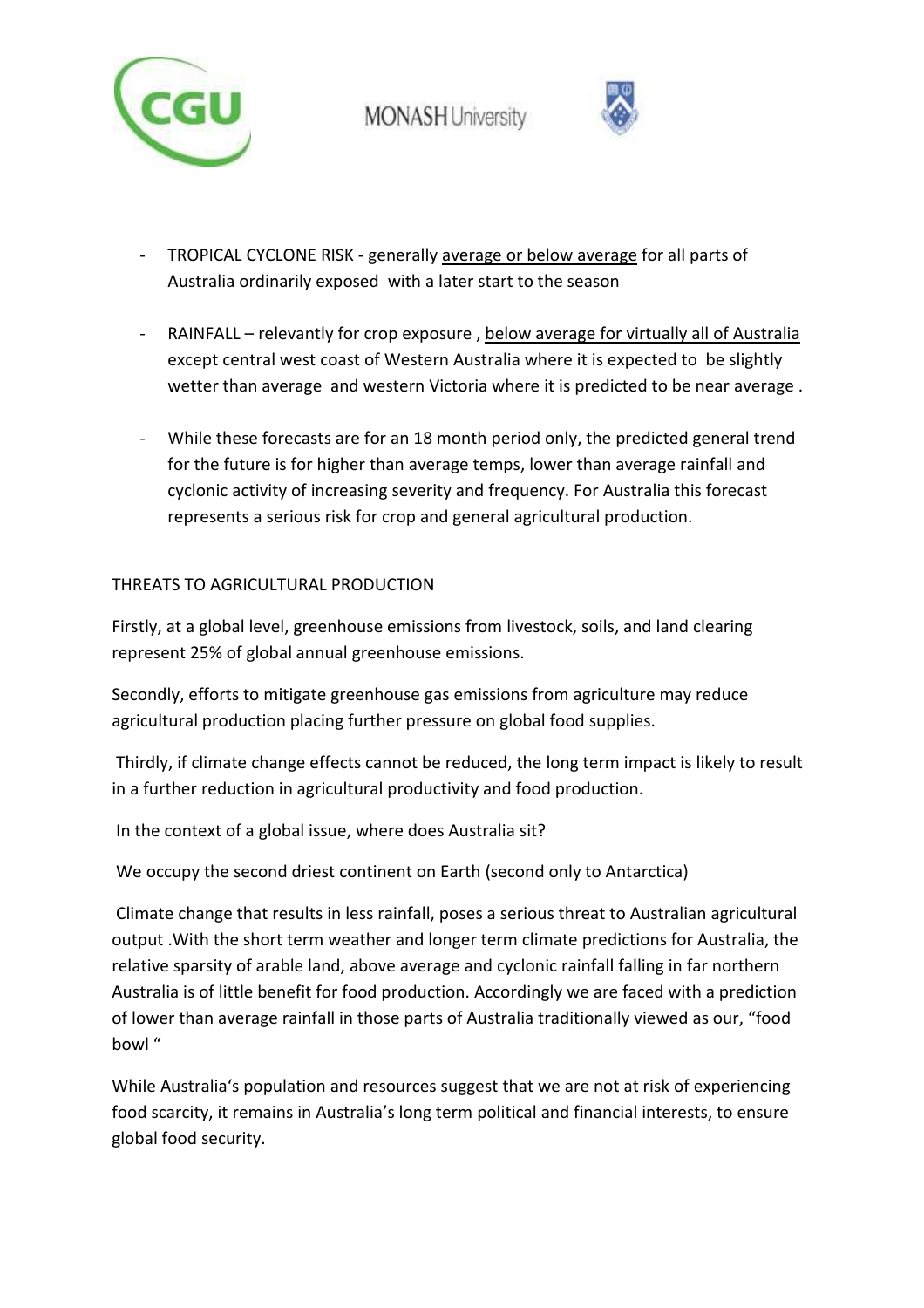- TROPICAL CYCLONE RISK - generally average or below average for all parts of Australia ordinarily exposed with a later start to the season

- RAINFALL – relevantly for crop exposure , below average for virtually all of Australia except central west coast of Western Australia where it is expected to be slightly wetter than average and western Victoria where it is predicted to be near average .

- While these forecasts are for an 18 month period only, the predicted general trend for the future is for higher than average temps, lower than average rainfall and cyclonic activity of increasing severity and frequency. For Australia this forecast represents a serious risk for crop and general agricultural production.

THREATS TO AGRICULTURAL PRODUCTION

Firstly, at a global level, greenhouse emissions from livestock, soils, and land clearing represent 25% of global annual greenhouse emissions.

Secondly, efforts to mitigate greenhouse gas emissions from agriculture may reduce agricultural production placing further pressure on global food supplies.

Thirdly, if climate change effects cannot be reduced, the long term impact is likely to result in a further reduction in agricultural productivity and food production.

In the context of a global issue, where does Australia sit?

We occupy the second driest continent on Earth (second only to Antarctica)

Climate change that results in less rainfall, poses a serious threat to Australian agricultural output .With the short term weather and longer term climate predictions for Australia, the relative sparsity of arable land, above average and cyclonic rainfall falling in far northern Australia is of little benefit for food production. Accordingly we are faced with a prediction of lower than average rainfall in those parts of Australia traditionally viewed as our, "food bowl "

While Australia's population and resources suggest that we are not at risk of experiencing food scarcity, it remains in Australia's long term political and financial interests, to ensure global food security.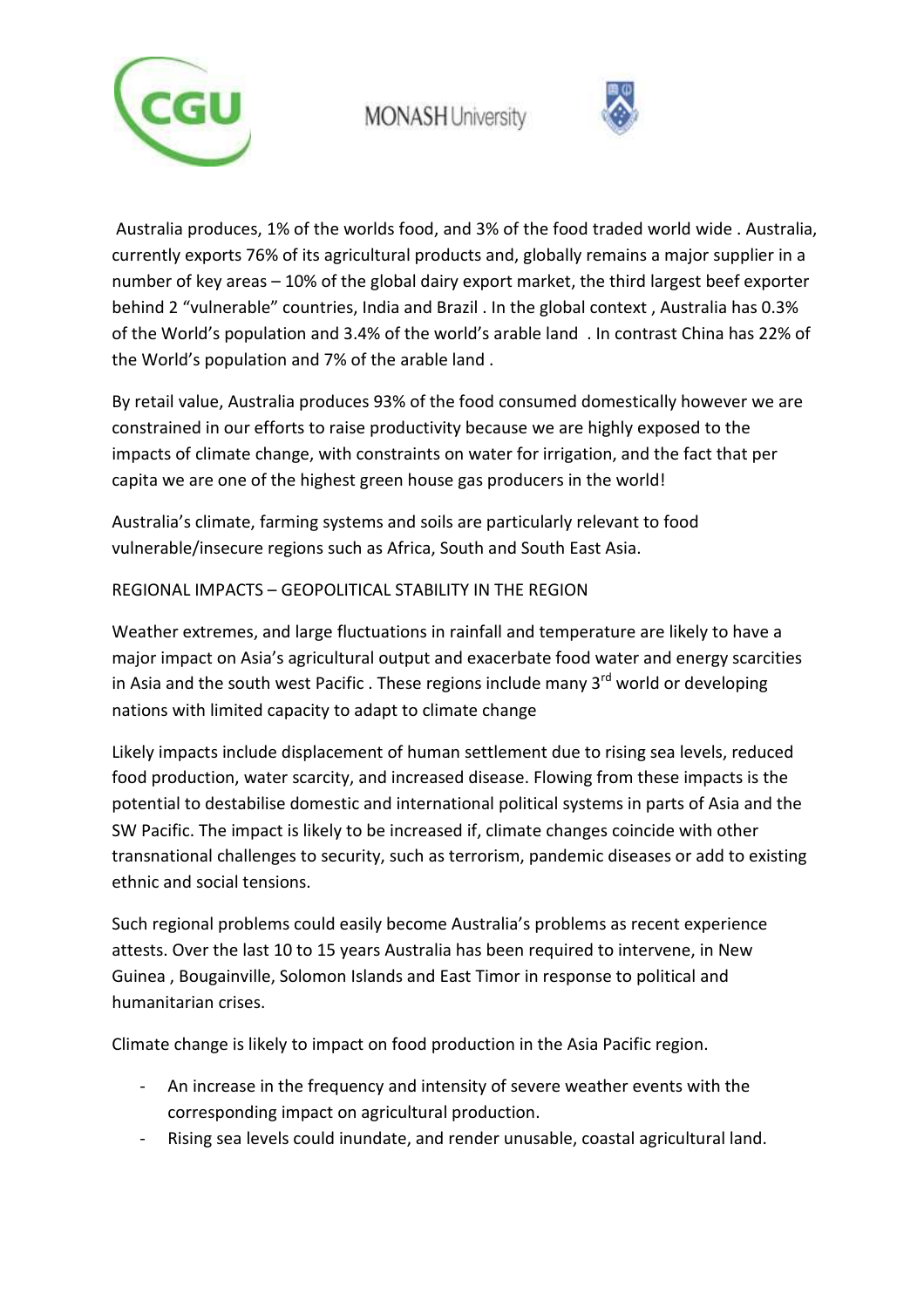Australia produces, 1% of the worlds food, and 3% of the food traded world wide . Australia, currently exports 76% of its agricultural products and, globally remains a major supplier in a number of key areas – 10% of the global dairy export market, the third largest beef exporter behind 2 "vulnerable" countries, India and Brazil . In the global context , Australia has 0.3% of the World's population and 3.4% of the world's arable land . In contrast China has 22% of the World's population and 7% of the arable land .

By retail value, Australia produces 93% of the food consumed domestically however we are constrained in our efforts to raise productivity because we are highly exposed to the impacts of climate change, with constraints on water for irrigation, and the fact that per capita we are one of the highest green house gas producers in the world!

Australia's climate, farming systems and soils are particularly relevant to food vulnerable/insecure regions such as Africa, South and South East Asia.

REGIONAL IMPACTS – GEOPOLITICAL STABILITY IN THE REGION

Weather extremes, and large fluctuations in rainfall and temperature are likely to have a major impact on Asia's agricultural output and exacerbate food water and energy scarcities in Asia and the south west Pacific . These regions include many 3rd world or developing nations with limited capacity to adapt to climate change

Likely impacts include displacement of human settlement due to rising sea levels, reduced food production, water scarcity, and increased disease. Flowing from these impacts is the potential to destabilise domestic and international political systems in parts of Asia and the SW Pacific. The impact is likely to be increased if, climate changes coincide with other transnational challenges to security, such as terrorism, pandemic diseases or add to existing ethnic and social tensions.

Such regional problems could easily become Australia's problems as recent experience attests. Over the last 10 to 15 years Australia has been required to intervene, in New Guinea , Bougainville, Solomon Islands and East Timor in response to political and humanitarian crises.

Climate change is likely to impact on food production in the Asia Pacific region.

- An increase in the frequency and intensity of severe weather events with the corresponding impact on agricultural production.
- Rising sea levels could inundate, and render unusable, coastal agricultural land.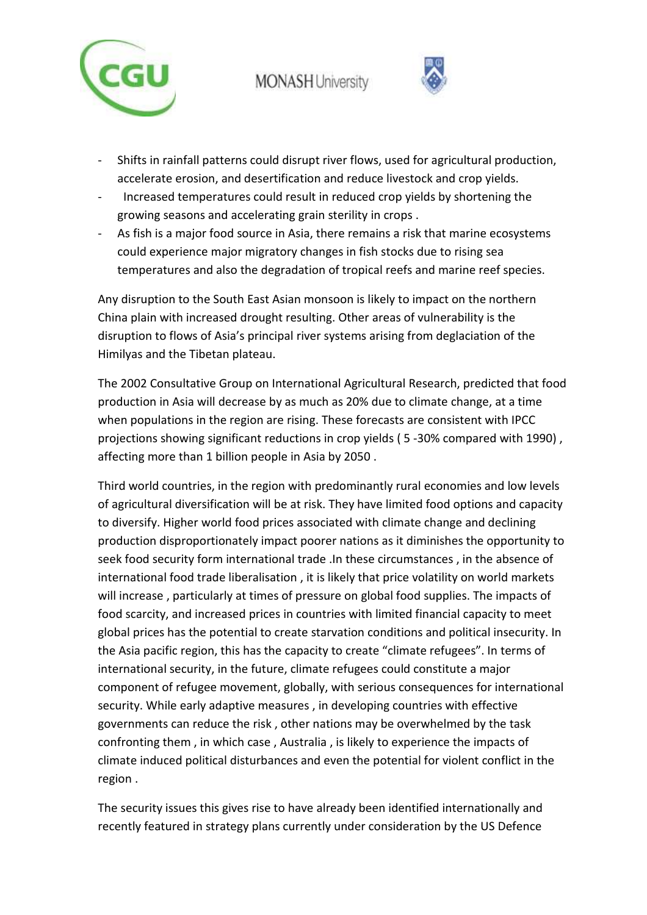- Shifts in rainfall patterns could disrupt river flows, used for agricultural production, accelerate erosion, and desertification and reduce livestock and crop yields.
- Increased temperatures could result in reduced crop yields by shortening the growing seasons and accelerating grain sterility in crops .
- As fish is a major food source in Asia, there remains a risk that marine ecosystems could experience major migratory changes in fish stocks due to rising sea temperatures and also the degradation of tropical reefs and marine reef species.

Any disruption to the South East Asian monsoon is likely to impact on the northern China plain with increased drought resulting. Other areas of vulnerability is the disruption to flows of Asia's principal river systems arising from deglaciation of the Himilyas and the Tibetan plateau.

The 2002 Consultative Group on International Agricultural Research, predicted that food production in Asia will decrease by as much as 20% due to climate change, at a time when populations in the region are rising. These forecasts are consistent with IPCC projections showing significant reductions in crop yields ( 5 -30% compared with 1990) , affecting more than 1 billion people in Asia by 2050 .

Third world countries, in the region with predominantly rural economies and low levels of agricultural diversification will be at risk. They have limited food options and capacity to diversify. Higher world food prices associated with climate change and declining production disproportionately impact poorer nations as it diminishes the opportunity to seek food security form international trade .In these circumstances , in the absence of international food trade liberalisation , it is likely that price volatility on world markets will increase , particularly at times of pressure on global food supplies. The impacts of food scarcity, and increased prices in countries with limited financial capacity to meet global prices has the potential to create starvation conditions and political insecurity. In the Asia pacific region, this has the capacity to create "climate refugees". In terms of international security, in the future, climate refugees could constitute a major component of refugee movement, globally, with serious consequences for international security. While early adaptive measures , in developing countries with effective governments can reduce the risk , other nations may be overwhelmed by the task confronting them , in which case , Australia , is likely to experience the impacts of climate induced political disturbances and even the potential for violent conflict in the region .

The security issues this gives rise to have already been identified internationally and recently featured in strategy plans currently under consideration by the US Defence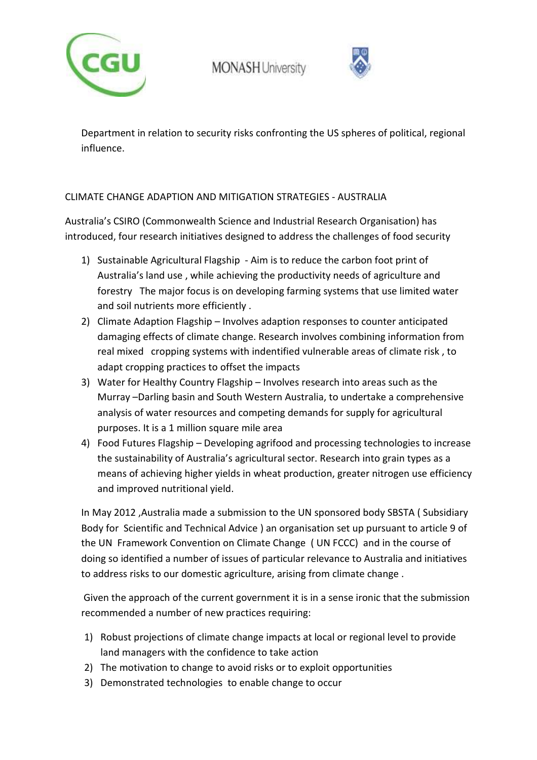Department in relation to security risks confronting the US spheres of political, regional influence.

CLIMATE CHANGE ADAPTION AND MITIGATION STRATEGIES - AUSTRALIA

Australia's CSIRO (Commonwealth Science and Industrial Research Organisation) has introduced, four research initiatives designed to address the challenges of food security

1) Sustainable Agricultural Flagship - Aim is to reduce the carbon foot print of Australia's land use , while achieving the productivity needs of agriculture and forestry The major focus is on developing farming systems that use limited water and soil nutrients more efficiently .
2) Climate Adaption Flagship – Involves adaption responses to counter anticipated damaging effects of climate change. Research involves combining information from real mixed cropping systems with indentified vulnerable areas of climate risk , to adapt cropping practices to offset the impacts
3) Water for Healthy Country Flagship – Involves research into areas such as the Murray –Darling basin and South Western Australia, to undertake a comprehensive analysis of water resources and competing demands for supply for agricultural purposes. It is a 1 million square mile area
4) Food Futures Flagship – Developing agrifood and processing technologies to increase the sustainability of Australia's agricultural sector. Research into grain types as a means of achieving higher yields in wheat production, greater nitrogen use efficiency and improved nutritional yield.

In May 2012 ,Australia made a submission to the UN sponsored body SBSTA ( Subsidiary Body for Scientific and Technical Advice ) an organisation set up pursuant to article 9 of the UN Framework Convention on Climate Change ( UN FCCC) and in the course of doing so identified a number of issues of particular relevance to Australia and initiatives to address risks to our domestic agriculture, arising from climate change .

Given the approach of the current government it is in a sense ironic that the submission recommended a number of new practices requiring:

1) Robust projections of climate change impacts at local or regional level to provide land managers with the confidence to take action
2) The motivation to change to avoid risks or to exploit opportunities
3) Demonstrated technologies to enable change to occur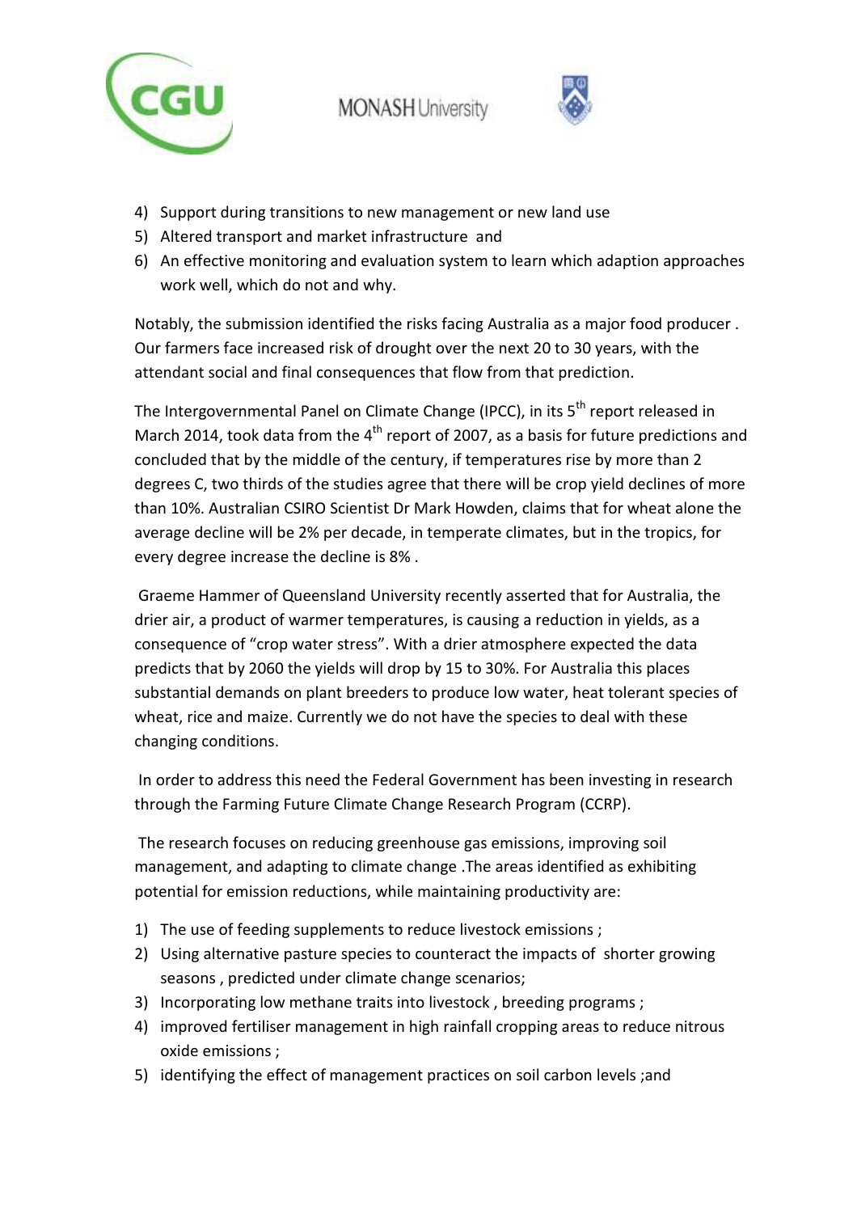4) Support during transitions to new management or new land use
5) Altered transport and market infrastructure and
6) An effective monitoring and evaluation system to learn which adaption approaches work well, which do not and why.

Notably, the submission identified the risks facing Australia as a major food producer . Our farmers face increased risk of drought over the next 20 to 30 years, with the attendant social and final consequences that flow from that prediction.

The Intergovernmental Panel on Climate Change (IPCC), in its 5th report released in March 2014, took data from the 4th report of 2007, as a basis for future predictions and concluded that by the middle of the century, if temperatures rise by more than 2 degrees C, two thirds of the studies agree that there will be crop yield declines of more than 10%. Australian CSIRO Scientist Dr Mark Howden, claims that for wheat alone the average decline will be 2% per decade, in temperate climates, but in the tropics, for every degree increase the decline is 8% .

Graeme Hammer of Queensland University recently asserted that for Australia, the drier air, a product of warmer temperatures, is causing a reduction in yields, as a consequence of "crop water stress". With a drier atmosphere expected the data predicts that by 2060 the yields will drop by 15 to 30%. For Australia this places substantial demands on plant breeders to produce low water, heat tolerant species of wheat, rice and maize. Currently we do not have the species to deal with these changing conditions.

In order to address this need the Federal Government has been investing in research through the Farming Future Climate Change Research Program (CCRP).

The research focuses on reducing greenhouse gas emissions, improving soil management, and adapting to climate change .The areas identified as exhibiting potential for emission reductions, while maintaining productivity are:

1) The use of feeding supplements to reduce livestock emissions ;
2) Using alternative pasture species to counteract the impacts of shorter growing seasons , predicted under climate change scenarios;
3) Incorporating low methane traits into livestock , breeding programs ;
4) improved fertiliser management in high rainfall cropping areas to reduce nitrous oxide emissions ;
5) identifying the effect of management practices on soil carbon levels ;and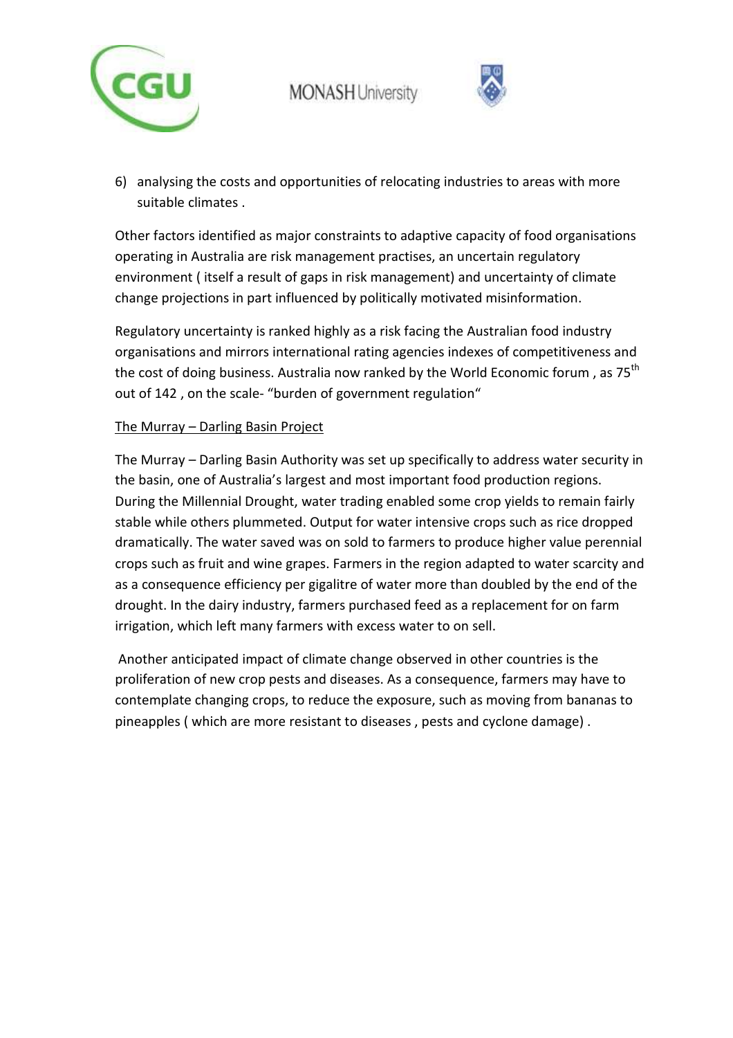6) analysing the costs and opportunities of relocating industries to areas with more suitable climates .

Other factors identified as major constraints to adaptive capacity of food organisations operating in Australia are risk management practises, an uncertain regulatory environment ( itself a result of gaps in risk management) and uncertainty of climate change projections in part influenced by politically motivated misinformation.

Regulatory uncertainty is ranked highly as a risk facing the Australian food industry organisations and mirrors international rating agencies indexes of competitiveness and the cost of doing business. Australia now ranked by the World Economic forum , as 75th out of 142 , on the scale- "burden of government regulation"

<u>The Murray – Darling Basin Project</u>

The Murray – Darling Basin Authority was set up specifically to address water security in the basin, one of Australia's largest and most important food production regions. During the Millennial Drought, water trading enabled some crop yields to remain fairly stable while others plummeted. Output for water intensive crops such as rice dropped dramatically. The water saved was on sold to farmers to produce higher value perennial crops such as fruit and wine grapes. Farmers in the region adapted to water scarcity and as a consequence efficiency per gigalitre of water more than doubled by the end of the drought. In the dairy industry, farmers purchased feed as a replacement for on farm irrigation, which left many farmers with excess water to on sell.

Another anticipated impact of climate change observed in other countries is the proliferation of new crop pests and diseases. As a consequence, farmers may have to contemplate changing crops, to reduce the exposure, such as moving from bananas to pineapples ( which are more resistant to diseases , pests and cyclone damage) .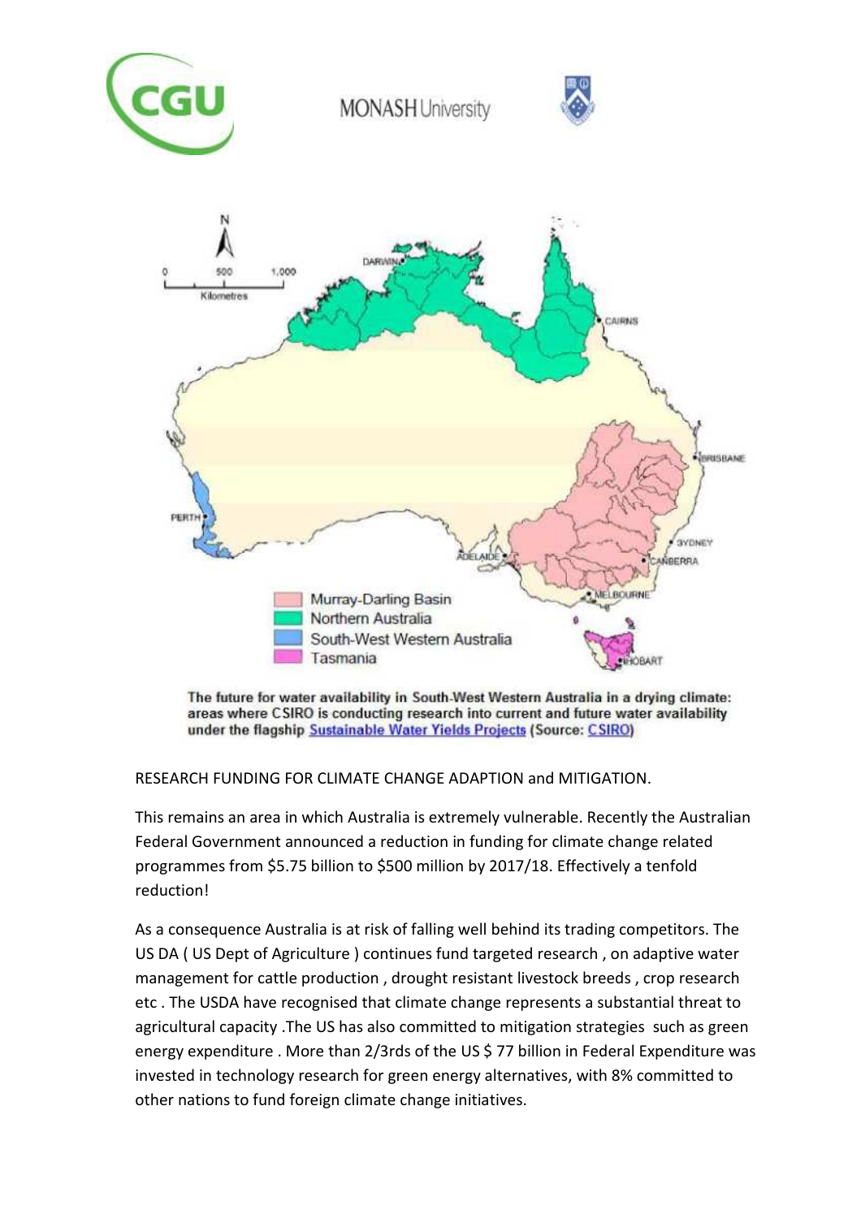The future for water availability in South-West Western Australia in a drying climate: areas where CSIRO is conducting research into current and future water availability under the flagship Sustainable Water Yields Projects (Source: CSIRO)

RESEARCH FUNDING FOR CLIMATE CHANGE ADAPTION and MITIGATION.

This remains an area in which Australia is extremely vulnerable. Recently the Australian Federal Government announced a reduction in funding for climate change related programmes from $5.75 billion to $500 million by 2017/18. Effectively a tenfold reduction!

As a consequence Australia is at risk of falling well behind its trading competitors. The US DA ( US Dept of Agriculture ) continues fund targeted research , on adaptive water management for cattle production , drought resistant livestock breeds , crop research etc . The USDA have recognised that climate change represents a substantial threat to agricultural capacity .The US has also committed to mitigation strategies such as green energy expenditure . More than 2/3rds of the US $ 77 billion in Federal Expenditure was invested in technology research for green energy alternatives, with 8% committed to other nations to fund foreign climate change initiatives.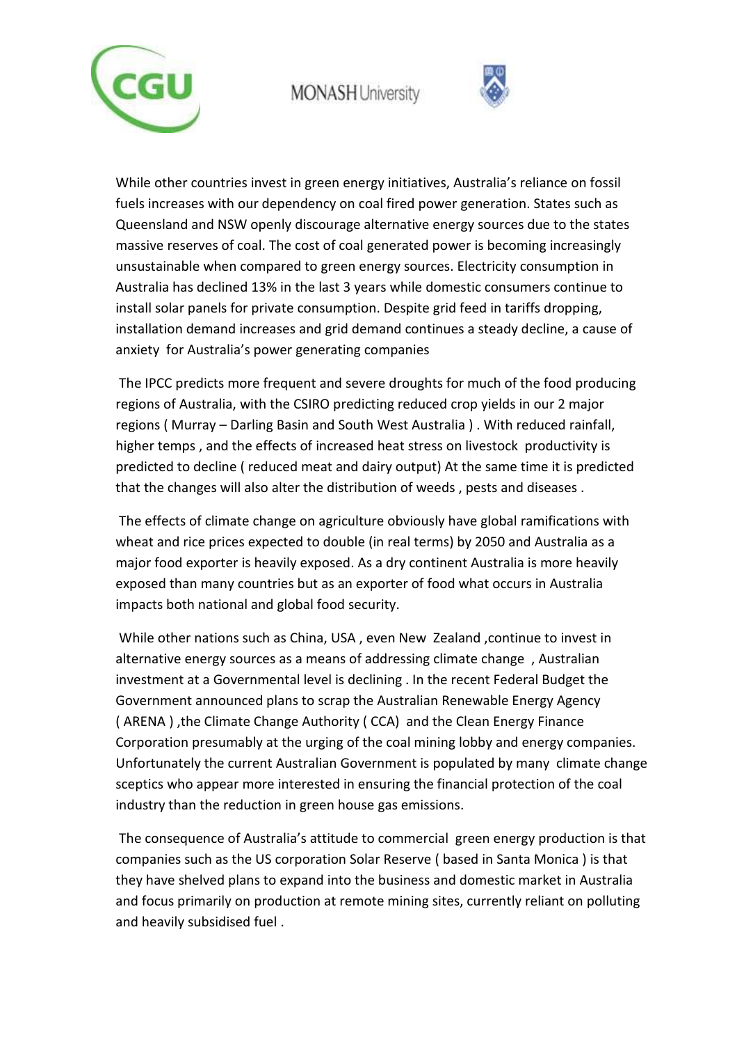While other countries invest in green energy initiatives, Australia's reliance on fossil fuels increases with our dependency on coal fired power generation. States such as Queensland and NSW openly discourage alternative energy sources due to the states massive reserves of coal. The cost of coal generated power is becoming increasingly unsustainable when compared to green energy sources. Electricity consumption in Australia has declined 13% in the last 3 years while domestic consumers continue to install solar panels for private consumption. Despite grid feed in tariffs dropping, installation demand increases and grid demand continues a steady decline, a cause of anxiety for Australia's power generating companies

The IPCC predicts more frequent and severe droughts for much of the food producing regions of Australia, with the CSIRO predicting reduced crop yields in our 2 major regions ( Murray – Darling Basin and South West Australia ) . With reduced rainfall, higher temps , and the effects of increased heat stress on livestock productivity is predicted to decline ( reduced meat and dairy output) At the same time it is predicted that the changes will also alter the distribution of weeds , pests and diseases .

The effects of climate change on agriculture obviously have global ramifications with wheat and rice prices expected to double (in real terms) by 2050 and Australia as a major food exporter is heavily exposed. As a dry continent Australia is more heavily exposed than many countries but as an exporter of food what occurs in Australia impacts both national and global food security.

While other nations such as China, USA , even New Zealand ,continue to invest in alternative energy sources as a means of addressing climate change , Australian investment at a Governmental level is declining . In the recent Federal Budget the Government announced plans to scrap the Australian Renewable Energy Agency ( ARENA ) ,the Climate Change Authority ( CCA) and the Clean Energy Finance Corporation presumably at the urging of the coal mining lobby and energy companies. Unfortunately the current Australian Government is populated by many climate change sceptics who appear more interested in ensuring the financial protection of the coal industry than the reduction in green house gas emissions.

The consequence of Australia's attitude to commercial green energy production is that companies such as the US corporation Solar Reserve ( based in Santa Monica ) is that they have shelved plans to expand into the business and domestic market in Australia and focus primarily on production at remote mining sites, currently reliant on polluting and heavily subsidised fuel .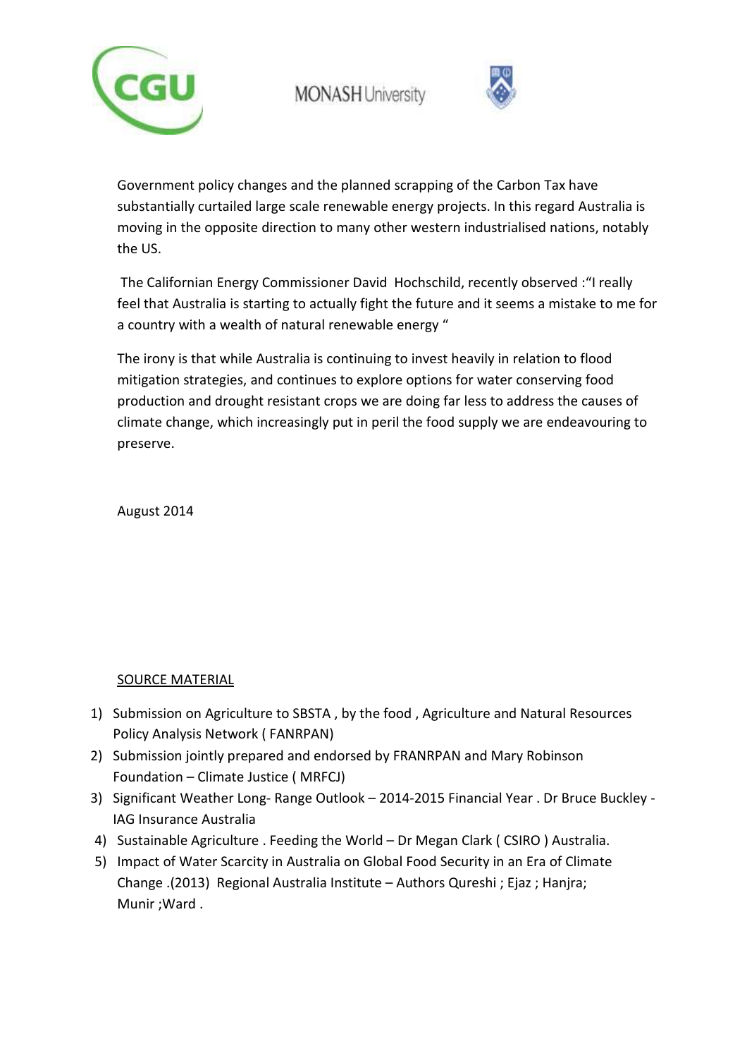Government policy changes and the planned scrapping of the Carbon Tax have substantially curtailed large scale renewable energy projects. In this regard Australia is moving in the opposite direction to many other western industrialised nations, notably the US.

The Californian Energy Commissioner David Hochschild, recently observed :"I really feel that Australia is starting to actually fight the future and it seems a mistake to me for a country with a wealth of natural renewable energy "

The irony is that while Australia is continuing to invest heavily in relation to flood mitigation strategies, and continues to explore options for water conserving food production and drought resistant crops we are doing far less to address the causes of climate change, which increasingly put in peril the food supply we are endeavouring to preserve.

August 2014

<u>SOURCE MATERIAL</u>

1) Submission on Agriculture to SBSTA , by the food , Agriculture and Natural Resources Policy Analysis Network ( FANRPAN)
2) Submission jointly prepared and endorsed by FRANRPAN and Mary Robinson Foundation – Climate Justice ( MRFCJ)
3) Significant Weather Long- Range Outlook – 2014-2015 Financial Year . Dr Bruce Buckley - IAG Insurance Australia
4) Sustainable Agriculture . Feeding the World – Dr Megan Clark ( CSIRO ) Australia.
5) Impact of Water Scarcity in Australia on Global Food Security in an Era of Climate Change .(2013) Regional Australia Institute – Authors Qureshi ; Ejaz ; Hanjra; Munir ;Ward .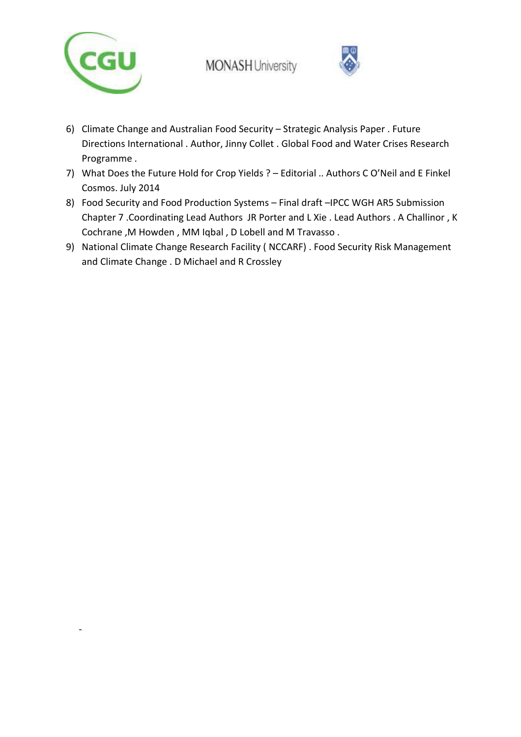6) Climate Change and Australian Food Security – Strategic Analysis Paper . Future Directions International . Author, Jinny Collet . Global Food and Water Crises Research Programme .
7) What Does the Future Hold for Crop Yields ? – Editorial .. Authors C O'Neil and E Finkel Cosmos. July 2014
8) Food Security and Food Production Systems – Final draft –IPCC WGH AR5 Submission Chapter 7 .Coordinating Lead Authors JR Porter and L Xie . Lead Authors . A Challinor , K Cochrane ,M Howden , MM Iqbal , D Lobell and M Travasso .
9) National Climate Change Research Facility ( NCCARF) . Food Security Risk Management and Climate Change . D Michael and R Crossley

-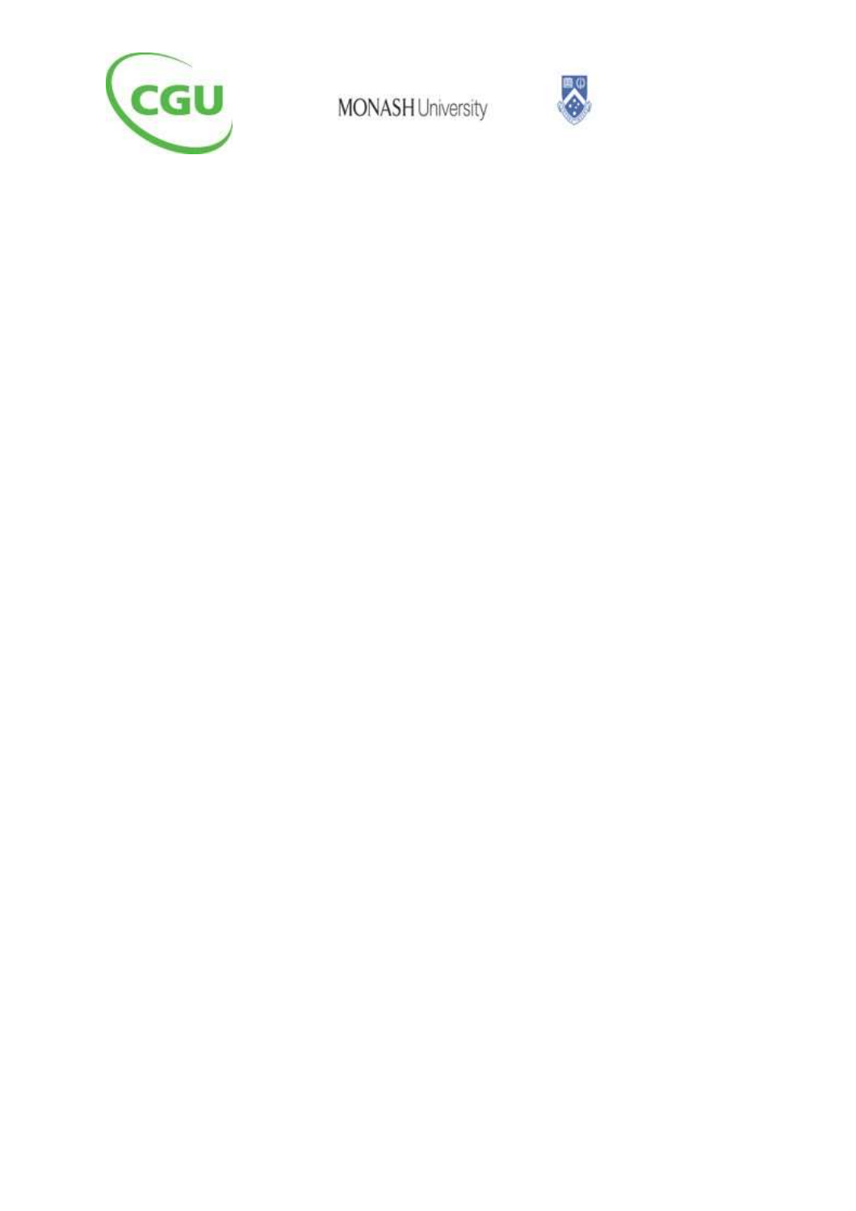CGU

MONASH University